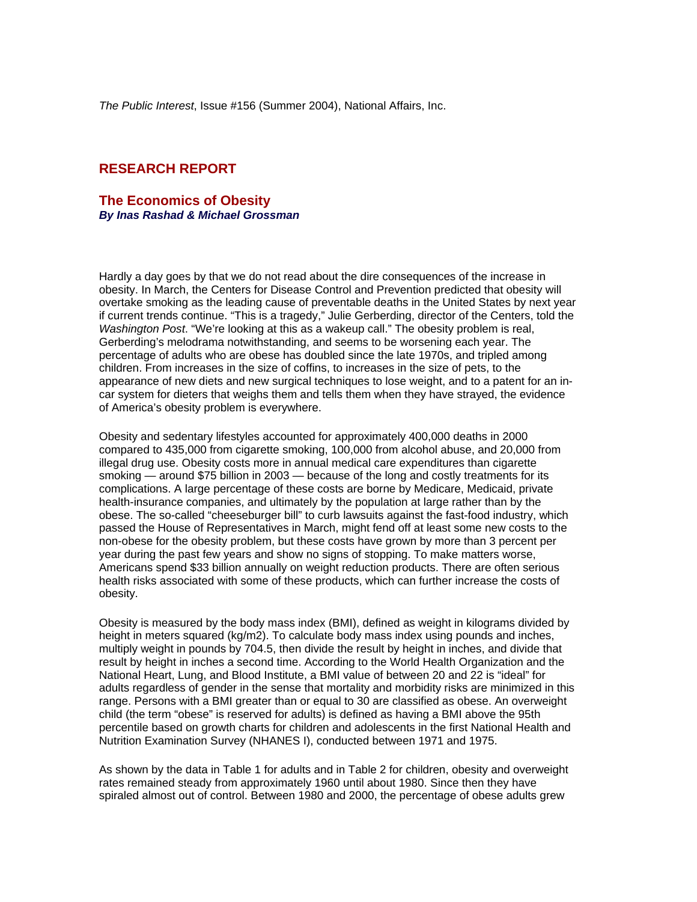*The Public Interest*, Issue #156 (Summer 2004), National Affairs, Inc.

## RESEARCH REPORT

## The Economics of Obesity

***By Inas Rashad & Michael Grossman***

Hardly a day goes by that we do not read about the dire consequences of the increase in obesity. In March, the Centers for Disease Control and Prevention predicted that obesity will overtake smoking as the leading cause of preventable deaths in the United States by next year if current trends continue. "This is a tragedy," Julie Gerberding, director of the Centers, told the *Washington Post*. "We're looking at this as a wakeup call." The obesity problem is real, Gerberding's melodrama notwithstanding, and seems to be worsening each year. The percentage of adults who are obese has doubled since the late 1970s, and tripled among children. From increases in the size of coffins, to increases in the size of pets, to the appearance of new diets and new surgical techniques to lose weight, and to a patent for an in-car system for dieters that weighs them and tells them when they have strayed, the evidence of America's obesity problem is everywhere.

Obesity and sedentary lifestyles accounted for approximately 400,000 deaths in 2000 compared to 435,000 from cigarette smoking, 100,000 from alcohol abuse, and 20,000 from illegal drug use. Obesity costs more in annual medical care expenditures than cigarette smoking — around $75 billion in 2003 — because of the long and costly treatments for its complications. A large percentage of these costs are borne by Medicare, Medicaid, private health-insurance companies, and ultimately by the population at large rather than by the obese. The so-called "cheeseburger bill" to curb lawsuits against the fast-food industry, which passed the House of Representatives in March, might fend off at least some new costs to the non-obese for the obesity problem, but these costs have grown by more than 3 percent per year during the past few years and show no signs of stopping. To make matters worse, Americans spend $33 billion annually on weight reduction products. There are often serious health risks associated with some of these products, which can further increase the costs of obesity.

Obesity is measured by the body mass index (BMI), defined as weight in kilograms divided by height in meters squared (kg/m2). To calculate body mass index using pounds and inches, multiply weight in pounds by 704.5, then divide the result by height in inches, and divide that result by height in inches a second time. According to the World Health Organization and the National Heart, Lung, and Blood Institute, a BMI value of between 20 and 22 is "ideal" for adults regardless of gender in the sense that mortality and morbidity risks are minimized in this range. Persons with a BMI greater than or equal to 30 are classified as obese. An overweight child (the term "obese" is reserved for adults) is defined as having a BMI above the 95th percentile based on growth charts for children and adolescents in the first National Health and Nutrition Examination Survey (NHANES I), conducted between 1971 and 1975.

As shown by the data in Table 1 for adults and in Table 2 for children, obesity and overweight rates remained steady from approximately 1960 until about 1980. Since then they have spiraled almost out of control. Between 1980 and 2000, the percentage of obese adults grew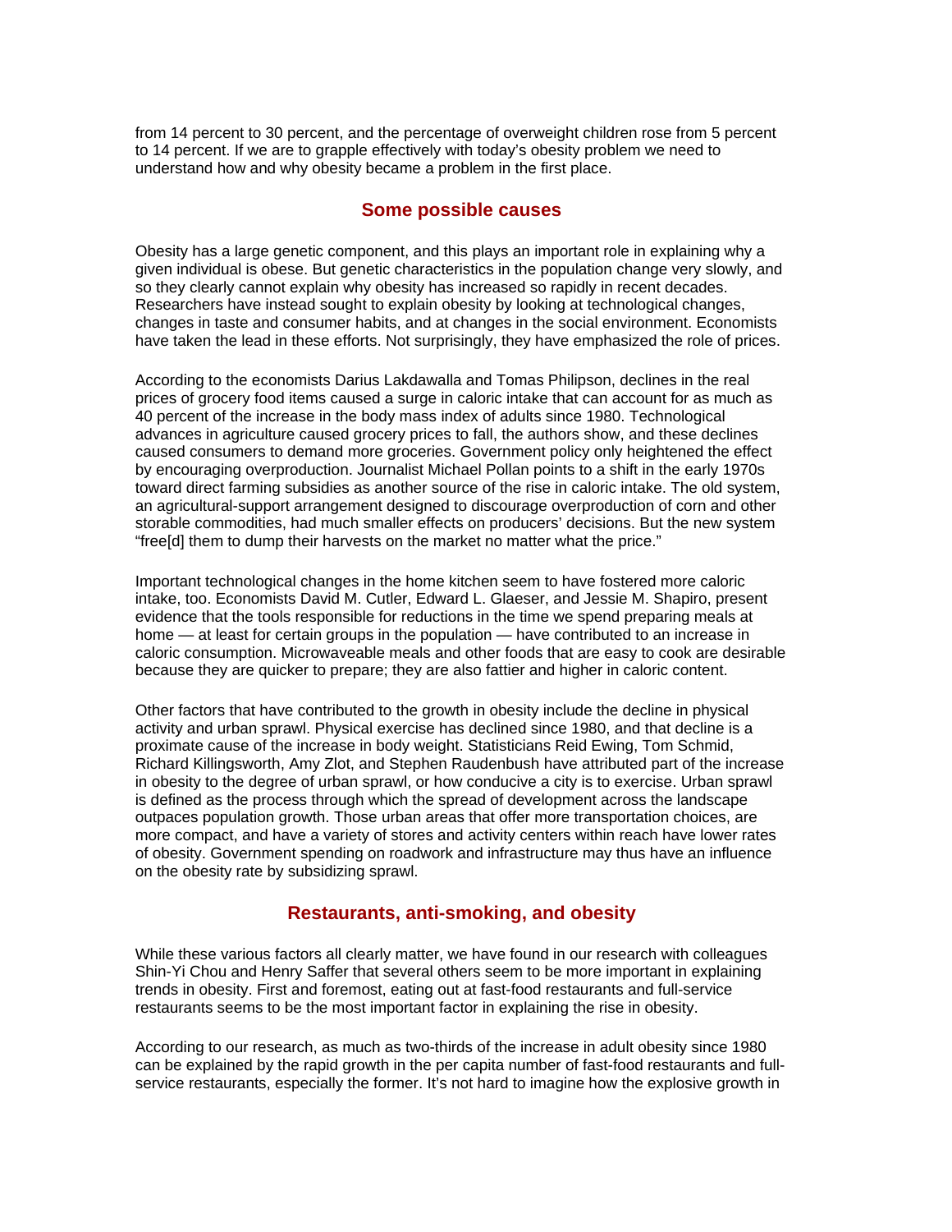from 14 percent to 30 percent, and the percentage of overweight children rose from 5 percent to 14 percent. If we are to grapple effectively with today's obesity problem we need to understand how and why obesity became a problem in the first place.

## Some possible causes

Obesity has a large genetic component, and this plays an important role in explaining why a given individual is obese. But genetic characteristics in the population change very slowly, and so they clearly cannot explain why obesity has increased so rapidly in recent decades. Researchers have instead sought to explain obesity by looking at technological changes, changes in taste and consumer habits, and at changes in the social environment. Economists have taken the lead in these efforts. Not surprisingly, they have emphasized the role of prices.

According to the economists Darius Lakdawalla and Tomas Philipson, declines in the real prices of grocery food items caused a surge in caloric intake that can account for as much as 40 percent of the increase in the body mass index of adults since 1980. Technological advances in agriculture caused grocery prices to fall, the authors show, and these declines caused consumers to demand more groceries. Government policy only heightened the effect by encouraging overproduction. Journalist Michael Pollan points to a shift in the early 1970s toward direct farming subsidies as another source of the rise in caloric intake. The old system, an agricultural-support arrangement designed to discourage overproduction of corn and other storable commodities, had much smaller effects on producers' decisions. But the new system "free[d] them to dump their harvests on the market no matter what the price."

Important technological changes in the home kitchen seem to have fostered more caloric intake, too. Economists David M. Cutler, Edward L. Glaeser, and Jessie M. Shapiro, present evidence that the tools responsible for reductions in the time we spend preparing meals at home — at least for certain groups in the population — have contributed to an increase in caloric consumption. Microwaveable meals and other foods that are easy to cook are desirable because they are quicker to prepare; they are also fattier and higher in caloric content.

Other factors that have contributed to the growth in obesity include the decline in physical activity and urban sprawl. Physical exercise has declined since 1980, and that decline is a proximate cause of the increase in body weight. Statisticians Reid Ewing, Tom Schmid, Richard Killingsworth, Amy Zlot, and Stephen Raudenbush have attributed part of the increase in obesity to the degree of urban sprawl, or how conducive a city is to exercise. Urban sprawl is defined as the process through which the spread of development across the landscape outpaces population growth. Those urban areas that offer more transportation choices, are more compact, and have a variety of stores and activity centers within reach have lower rates of obesity. Government spending on roadwork and infrastructure may thus have an influence on the obesity rate by subsidizing sprawl.

## Restaurants, anti-smoking, and obesity

While these various factors all clearly matter, we have found in our research with colleagues Shin-Yi Chou and Henry Saffer that several others seem to be more important in explaining trends in obesity. First and foremost, eating out at fast-food restaurants and full-service restaurants seems to be the most important factor in explaining the rise in obesity.

According to our research, as much as two-thirds of the increase in adult obesity since 1980 can be explained by the rapid growth in the per capita number of fast-food restaurants and full-service restaurants, especially the former. It's not hard to imagine how the explosive growth in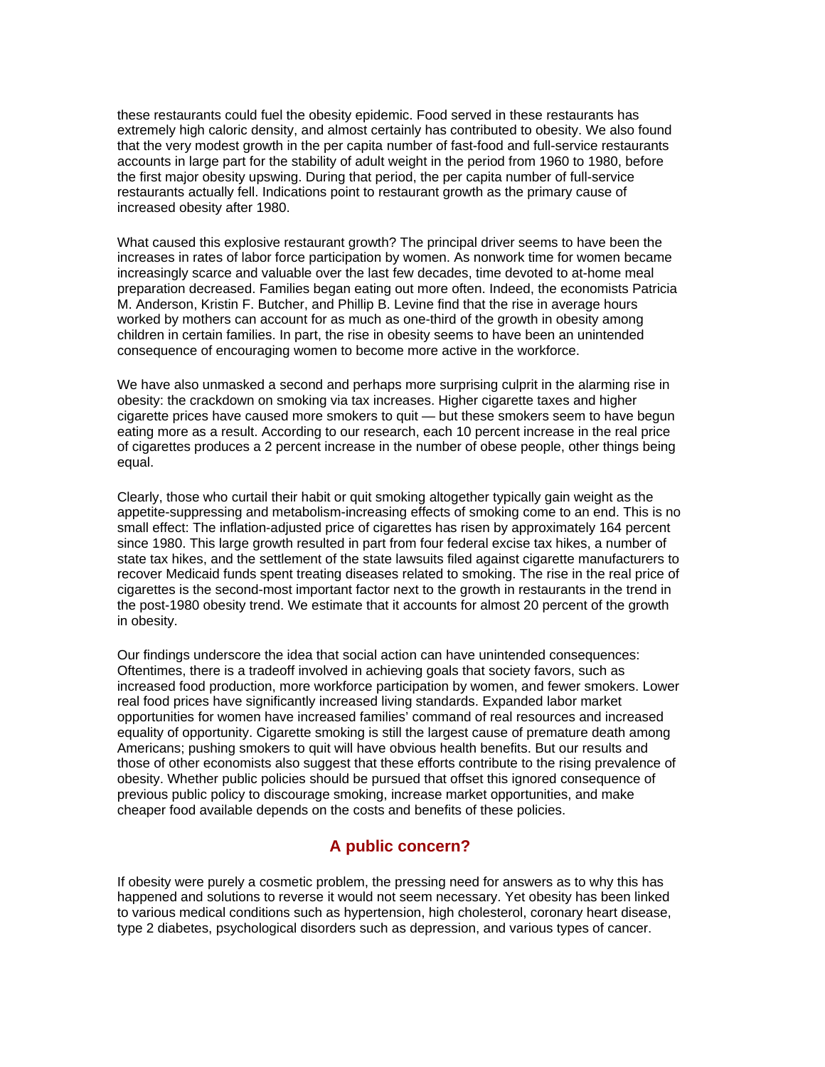these restaurants could fuel the obesity epidemic. Food served in these restaurants has extremely high caloric density, and almost certainly has contributed to obesity. We also found that the very modest growth in the per capita number of fast-food and full-service restaurants accounts in large part for the stability of adult weight in the period from 1960 to 1980, before the first major obesity upswing. During that period, the per capita number of full-service restaurants actually fell. Indications point to restaurant growth as the primary cause of increased obesity after 1980.

What caused this explosive restaurant growth? The principal driver seems to have been the increases in rates of labor force participation by women. As nonwork time for women became increasingly scarce and valuable over the last few decades, time devoted to at-home meal preparation decreased. Families began eating out more often. Indeed, the economists Patricia M. Anderson, Kristin F. Butcher, and Phillip B. Levine find that the rise in average hours worked by mothers can account for as much as one-third of the growth in obesity among children in certain families. In part, the rise in obesity seems to have been an unintended consequence of encouraging women to become more active in the workforce.

We have also unmasked a second and perhaps more surprising culprit in the alarming rise in obesity: the crackdown on smoking via tax increases. Higher cigarette taxes and higher cigarette prices have caused more smokers to quit — but these smokers seem to have begun eating more as a result. According to our research, each 10 percent increase in the real price of cigarettes produces a 2 percent increase in the number of obese people, other things being equal.

Clearly, those who curtail their habit or quit smoking altogether typically gain weight as the appetite-suppressing and metabolism-increasing effects of smoking come to an end. This is no small effect: The inflation-adjusted price of cigarettes has risen by approximately 164 percent since 1980. This large growth resulted in part from four federal excise tax hikes, a number of state tax hikes, and the settlement of the state lawsuits filed against cigarette manufacturers to recover Medicaid funds spent treating diseases related to smoking. The rise in the real price of cigarettes is the second-most important factor next to the growth in restaurants in the trend in the post-1980 obesity trend. We estimate that it accounts for almost 20 percent of the growth in obesity.

Our findings underscore the idea that social action can have unintended consequences: Oftentimes, there is a tradeoff involved in achieving goals that society favors, such as increased food production, more workforce participation by women, and fewer smokers. Lower real food prices have significantly increased living standards. Expanded labor market opportunities for women have increased families' command of real resources and increased equality of opportunity. Cigarette smoking is still the largest cause of premature death among Americans; pushing smokers to quit will have obvious health benefits. But our results and those of other economists also suggest that these efforts contribute to the rising prevalence of obesity. Whether public policies should be pursued that offset this ignored consequence of previous public policy to discourage smoking, increase market opportunities, and make cheaper food available depends on the costs and benefits of these policies.

## A public concern?

If obesity were purely a cosmetic problem, the pressing need for answers as to why this has happened and solutions to reverse it would not seem necessary. Yet obesity has been linked to various medical conditions such as hypertension, high cholesterol, coronary heart disease, type 2 diabetes, psychological disorders such as depression, and various types of cancer.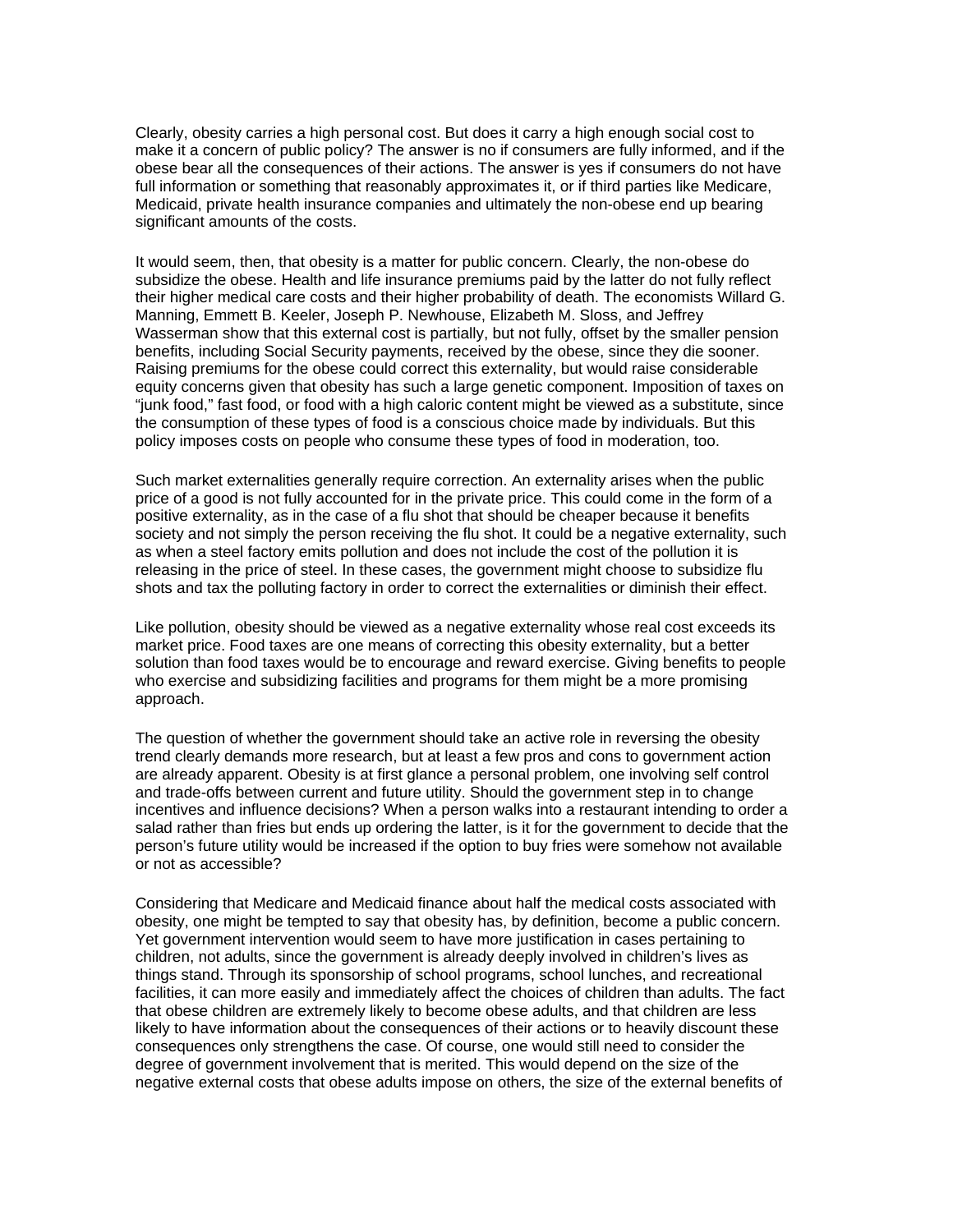Clearly, obesity carries a high personal cost. But does it carry a high enough social cost to make it a concern of public policy? The answer is no if consumers are fully informed, and if the obese bear all the consequences of their actions. The answer is yes if consumers do not have full information or something that reasonably approximates it, or if third parties like Medicare, Medicaid, private health insurance companies and ultimately the non-obese end up bearing significant amounts of the costs.

It would seem, then, that obesity is a matter for public concern. Clearly, the non-obese do subsidize the obese. Health and life insurance premiums paid by the latter do not fully reflect their higher medical care costs and their higher probability of death. The economists Willard G. Manning, Emmett B. Keeler, Joseph P. Newhouse, Elizabeth M. Sloss, and Jeffrey Wasserman show that this external cost is partially, but not fully, offset by the smaller pension benefits, including Social Security payments, received by the obese, since they die sooner. Raising premiums for the obese could correct this externality, but would raise considerable equity concerns given that obesity has such a large genetic component. Imposition of taxes on "junk food," fast food, or food with a high caloric content might be viewed as a substitute, since the consumption of these types of food is a conscious choice made by individuals. But this policy imposes costs on people who consume these types of food in moderation, too.

Such market externalities generally require correction. An externality arises when the public price of a good is not fully accounted for in the private price. This could come in the form of a positive externality, as in the case of a flu shot that should be cheaper because it benefits society and not simply the person receiving the flu shot. It could be a negative externality, such as when a steel factory emits pollution and does not include the cost of the pollution it is releasing in the price of steel. In these cases, the government might choose to subsidize flu shots and tax the polluting factory in order to correct the externalities or diminish their effect.

Like pollution, obesity should be viewed as a negative externality whose real cost exceeds its market price. Food taxes are one means of correcting this obesity externality, but a better solution than food taxes would be to encourage and reward exercise. Giving benefits to people who exercise and subsidizing facilities and programs for them might be a more promising approach.

The question of whether the government should take an active role in reversing the obesity trend clearly demands more research, but at least a few pros and cons to government action are already apparent. Obesity is at first glance a personal problem, one involving self control and trade-offs between current and future utility. Should the government step in to change incentives and influence decisions? When a person walks into a restaurant intending to order a salad rather than fries but ends up ordering the latter, is it for the government to decide that the person's future utility would be increased if the option to buy fries were somehow not available or not as accessible?

Considering that Medicare and Medicaid finance about half the medical costs associated with obesity, one might be tempted to say that obesity has, by definition, become a public concern. Yet government intervention would seem to have more justification in cases pertaining to children, not adults, since the government is already deeply involved in children's lives as things stand. Through its sponsorship of school programs, school lunches, and recreational facilities, it can more easily and immediately affect the choices of children than adults. The fact that obese children are extremely likely to become obese adults, and that children are less likely to have information about the consequences of their actions or to heavily discount these consequences only strengthens the case. Of course, one would still need to consider the degree of government involvement that is merited. This would depend on the size of the negative external costs that obese adults impose on others, the size of the external benefits of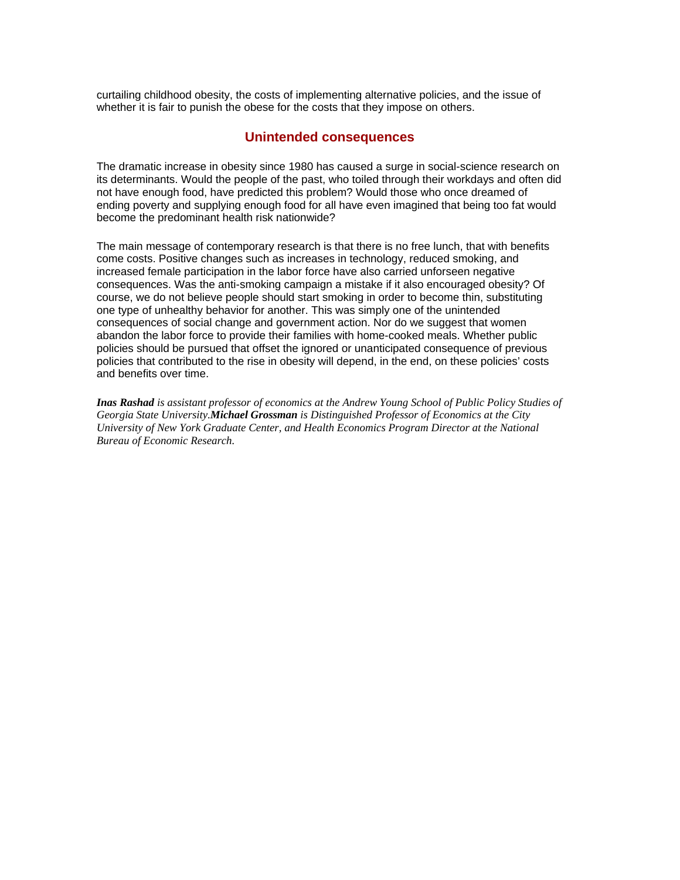curtailing childhood obesity, the costs of implementing alternative policies, and the issue of whether it is fair to punish the obese for the costs that they impose on others.

## Unintended consequences

The dramatic increase in obesity since 1980 has caused a surge in social-science research on its determinants. Would the people of the past, who toiled through their workdays and often did not have enough food, have predicted this problem? Would those who once dreamed of ending poverty and supplying enough food for all have even imagined that being too fat would become the predominant health risk nationwide?

The main message of contemporary research is that there is no free lunch, that with benefits come costs. Positive changes such as increases in technology, reduced smoking, and increased female participation in the labor force have also carried unforseen negative consequences. Was the anti-smoking campaign a mistake if it also encouraged obesity? Of course, we do not believe people should start smoking in order to become thin, substituting one type of unhealthy behavior for another. This was simply one of the unintended consequences of social change and government action. Nor do we suggest that women abandon the labor force to provide their families with home-cooked meals. Whether public policies should be pursued that offset the ignored or unanticipated consequence of previous policies that contributed to the rise in obesity will depend, in the end, on these policies' costs and benefits over time.

***Inas Rashad*** *is assistant professor of economics at the Andrew Young School of Public Policy Studies of Georgia State University.* ***Michael Grossman*** *is Distinguished Professor of Economics at the City University of New York Graduate Center, and Health Economics Program Director at the National Bureau of Economic Research.*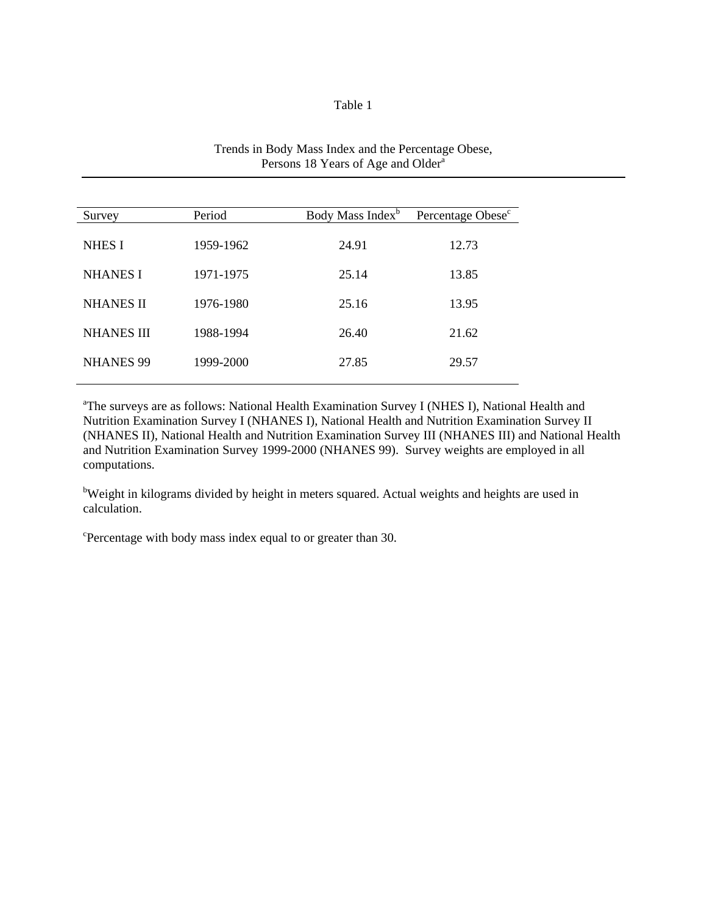Table 1

Trends in Body Mass Index and the Percentage Obese, Persons 18 Years of Age and Older[a]

| Survey | Period | Body Mass Index[b] | Percentage Obese[c] |
|---|---|---|---|
| NHES I | 1959-1962 | 24.91 | 12.73 |
| NHANES I | 1971-1975 | 25.14 | 13.85 |
| NHANES II | 1976-1980 | 25.16 | 13.95 |
| NHANES III | 1988-1994 | 26.40 | 21.62 |
| NHANES 99 | 1999-2000 | 27.85 | 29.57 |

[a]The surveys are as follows: National Health Examination Survey I (NHES I), National Health and Nutrition Examination Survey I (NHANES I), National Health and Nutrition Examination Survey II (NHANES II), National Health and Nutrition Examination Survey III (NHANES III) and National Health and Nutrition Examination Survey 1999-2000 (NHANES 99). Survey weights are employed in all computations.

[b]Weight in kilograms divided by height in meters squared. Actual weights and heights are used in calculation.

[c]Percentage with body mass index equal to or greater than 30.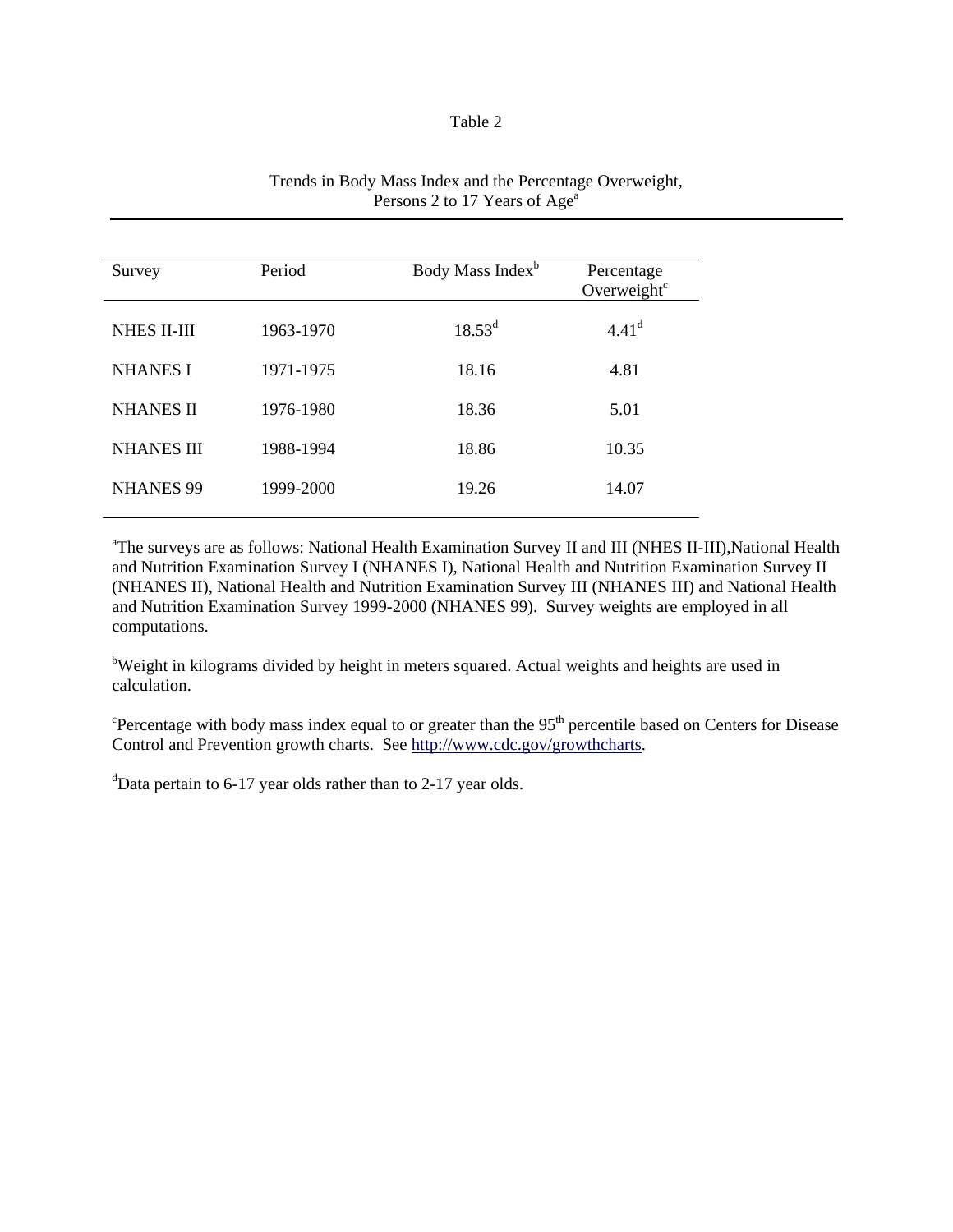Table 2

Trends in Body Mass Index and the Percentage Overweight, Persons 2 to 17 Years of Age[a]

| Survey | Period | Body Mass Index[b] | Percentage Overweight[c] |
|---|---|---|---|
| NHES II-III | 1963-1970 | 18.53[d] | 4.41[d] |
| NHANES I | 1971-1975 | 18.16 | 4.81 |
| NHANES II | 1976-1980 | 18.36 | 5.01 |
| NHANES III | 1988-1994 | 18.86 | 10.35 |
| NHANES 99 | 1999-2000 | 19.26 | 14.07 |

[a]The surveys are as follows: National Health Examination Survey II and III (NHES II-III),National Health and Nutrition Examination Survey I (NHANES I), National Health and Nutrition Examination Survey II (NHANES II), National Health and Nutrition Examination Survey III (NHANES III) and National Health and Nutrition Examination Survey 1999-2000 (NHANES 99). Survey weights are employed in all computations.

[b]Weight in kilograms divided by height in meters squared. Actual weights and heights are used in calculation.

[c]Percentage with body mass index equal to or greater than the 95th percentile based on Centers for Disease Control and Prevention growth charts. See http://www.cdc.gov/growthcharts.

[d]Data pertain to 6-17 year olds rather than to 2-17 year olds.